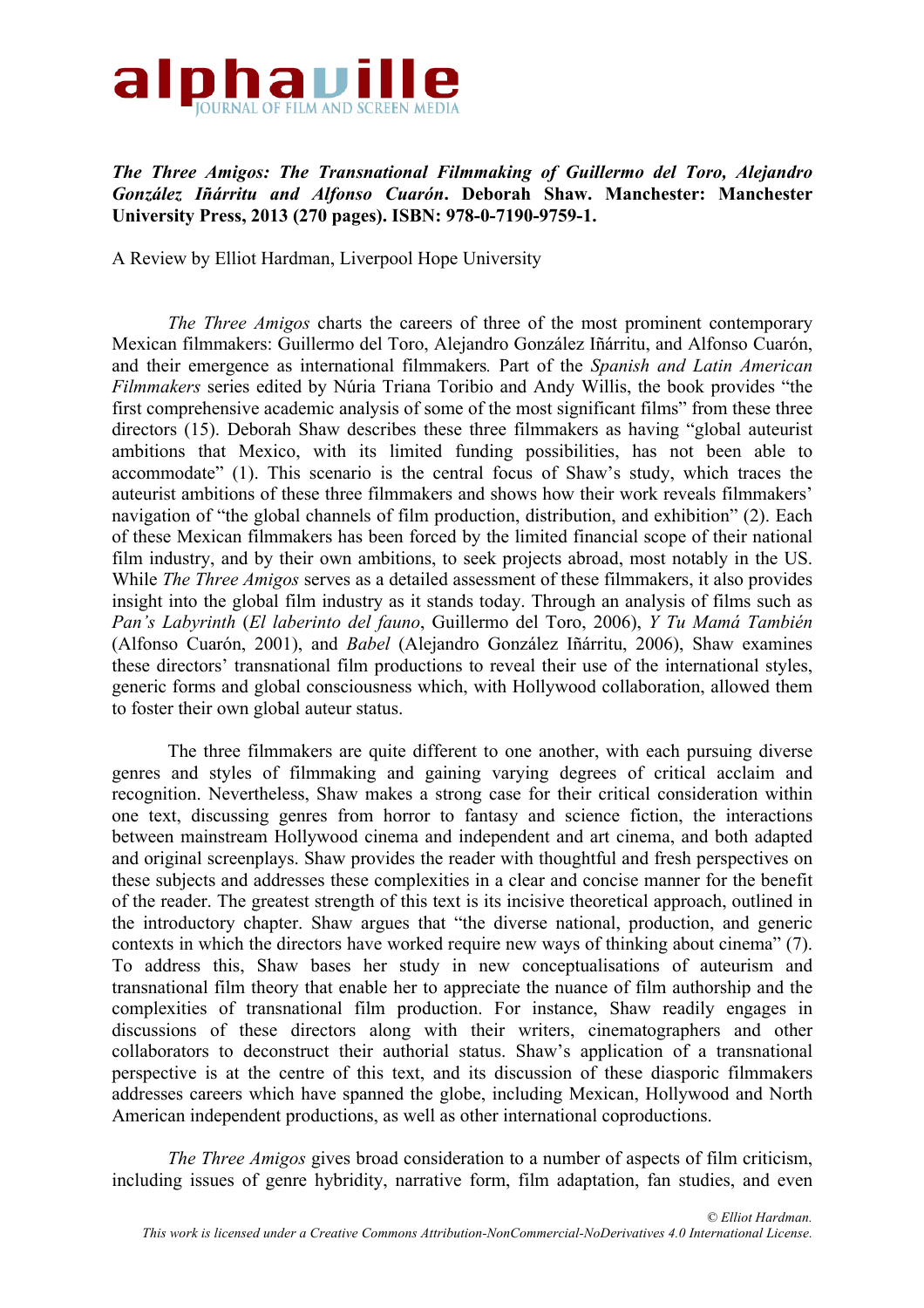# alphaville

JOURNAL OF FILM AND SCREEN MEDIA

***The Three Amigos: The Transnational Filmmaking of Guillermo del Toro, Alejandro González Iñárritu and Alfonso Cuarón*. Deborah Shaw. Manchester: Manchester University Press, 2013 (270 pages). ISBN: 978-0-7190-9759-1.**

A Review by Elliot Hardman, Liverpool Hope University

*The Three Amigos* charts the careers of three of the most prominent contemporary Mexican filmmakers: Guillermo del Toro, Alejandro González Iñárritu, and Alfonso Cuarón, and their emergence as international filmmakers*.* Part of the *Spanish and Latin American Filmmakers* series edited by Núria Triana Toribio and Andy Willis, the book provides "the first comprehensive academic analysis of some of the most significant films" from these three directors (15). Deborah Shaw describes these three filmmakers as having "global auteurist ambitions that Mexico, with its limited funding possibilities, has not been able to accommodate" (1). This scenario is the central focus of Shaw's study, which traces the auteurist ambitions of these three filmmakers and shows how their work reveals filmmakers' navigation of "the global channels of film production, distribution, and exhibition" (2). Each of these Mexican filmmakers has been forced by the limited financial scope of their national film industry, and by their own ambitions, to seek projects abroad, most notably in the US. While *The Three Amigos* serves as a detailed assessment of these filmmakers, it also provides insight into the global film industry as it stands today. Through an analysis of films such as *Pan's Labyrinth* (*El laberinto del fauno*, Guillermo del Toro, 2006), *Y Tu Mamá También* (Alfonso Cuarón, 2001), and *Babel* (Alejandro González Iñárritu, 2006), Shaw examines these directors' transnational film productions to reveal their use of the international styles, generic forms and global consciousness which, with Hollywood collaboration, allowed them to foster their own global auteur status.

The three filmmakers are quite different to one another, with each pursuing diverse genres and styles of filmmaking and gaining varying degrees of critical acclaim and recognition. Nevertheless, Shaw makes a strong case for their critical consideration within one text, discussing genres from horror to fantasy and science fiction, the interactions between mainstream Hollywood cinema and independent and art cinema, and both adapted and original screenplays. Shaw provides the reader with thoughtful and fresh perspectives on these subjects and addresses these complexities in a clear and concise manner for the benefit of the reader. The greatest strength of this text is its incisive theoretical approach, outlined in the introductory chapter. Shaw argues that "the diverse national, production, and generic contexts in which the directors have worked require new ways of thinking about cinema" (7). To address this, Shaw bases her study in new conceptualisations of auteurism and transnational film theory that enable her to appreciate the nuance of film authorship and the complexities of transnational film production. For instance, Shaw readily engages in discussions of these directors along with their writers, cinematographers and other collaborators to deconstruct their authorial status. Shaw's application of a transnational perspective is at the centre of this text, and its discussion of these diasporic filmmakers addresses careers which have spanned the globe, including Mexican, Hollywood and North American independent productions, as well as other international coproductions.

*The Three Amigos* gives broad consideration to a number of aspects of film criticism, including issues of genre hybridity, narrative form, film adaptation, fan studies, and even

*© Elliot Hardman.*
*This work is licensed under a Creative Commons Attribution-NonCommercial-NoDerivatives 4.0 International License.*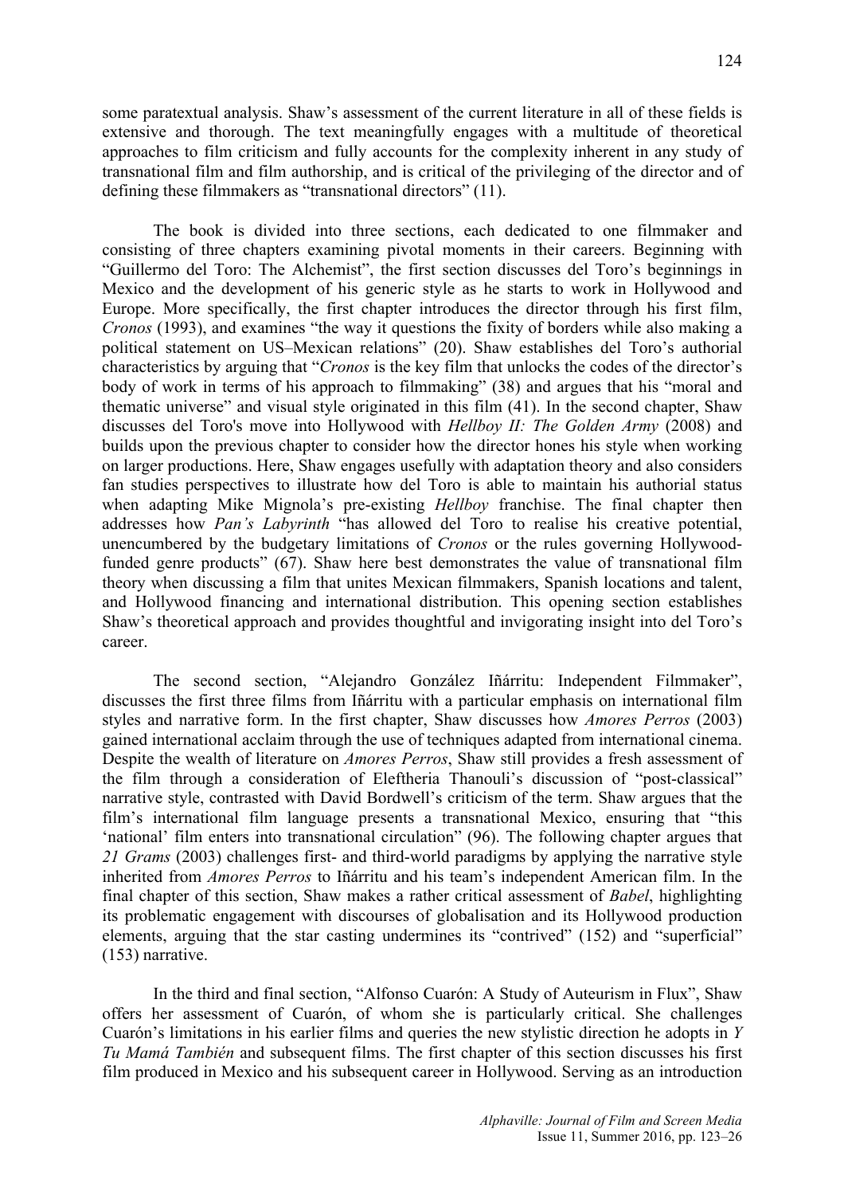some paratextual analysis. Shaw's assessment of the current literature in all of these fields is extensive and thorough. The text meaningfully engages with a multitude of theoretical approaches to film criticism and fully accounts for the complexity inherent in any study of transnational film and film authorship, and is critical of the privileging of the director and of defining these filmmakers as "transnational directors" (11).

The book is divided into three sections, each dedicated to one filmmaker and consisting of three chapters examining pivotal moments in their careers. Beginning with "Guillermo del Toro: The Alchemist", the first section discusses del Toro's beginnings in Mexico and the development of his generic style as he starts to work in Hollywood and Europe. More specifically, the first chapter introduces the director through his first film, *Cronos* (1993), and examines "the way it questions the fixity of borders while also making a political statement on US–Mexican relations" (20). Shaw establishes del Toro's authorial characteristics by arguing that "*Cronos* is the key film that unlocks the codes of the director's body of work in terms of his approach to filmmaking" (38) and argues that his "moral and thematic universe" and visual style originated in this film (41). In the second chapter, Shaw discusses del Toro's move into Hollywood with *Hellboy II: The Golden Army* (2008) and builds upon the previous chapter to consider how the director hones his style when working on larger productions. Here, Shaw engages usefully with adaptation theory and also considers fan studies perspectives to illustrate how del Toro is able to maintain his authorial status when adapting Mike Mignola's pre-existing *Hellboy* franchise. The final chapter then addresses how *Pan's Labyrinth* "has allowed del Toro to realise his creative potential, unencumbered by the budgetary limitations of *Cronos* or the rules governing Hollywood-funded genre products" (67). Shaw here best demonstrates the value of transnational film theory when discussing a film that unites Mexican filmmakers, Spanish locations and talent, and Hollywood financing and international distribution. This opening section establishes Shaw's theoretical approach and provides thoughtful and invigorating insight into del Toro's career.

The second section, "Alejandro González Iñárritu: Independent Filmmaker", discusses the first three films from Iñárritu with a particular emphasis on international film styles and narrative form. In the first chapter, Shaw discusses how *Amores Perros* (2003) gained international acclaim through the use of techniques adapted from international cinema. Despite the wealth of literature on *Amores Perros*, Shaw still provides a fresh assessment of the film through a consideration of Eleftheria Thanouli's discussion of "post-classical" narrative style, contrasted with David Bordwell's criticism of the term. Shaw argues that the film's international film language presents a transnational Mexico, ensuring that "this 'national' film enters into transnational circulation" (96). The following chapter argues that *21 Grams* (2003) challenges first- and third-world paradigms by applying the narrative style inherited from *Amores Perros* to Iñárritu and his team's independent American film. In the final chapter of this section, Shaw makes a rather critical assessment of *Babel*, highlighting its problematic engagement with discourses of globalisation and its Hollywood production elements, arguing that the star casting undermines its "contrived" (152) and "superficial" (153) narrative.

In the third and final section, "Alfonso Cuarón: A Study of Auteurism in Flux", Shaw offers her assessment of Cuarón, of whom she is particularly critical. She challenges Cuarón's limitations in his earlier films and queries the new stylistic direction he adopts in *Y Tu Mamá También* and subsequent films. The first chapter of this section discusses his first film produced in Mexico and his subsequent career in Hollywood. Serving as an introduction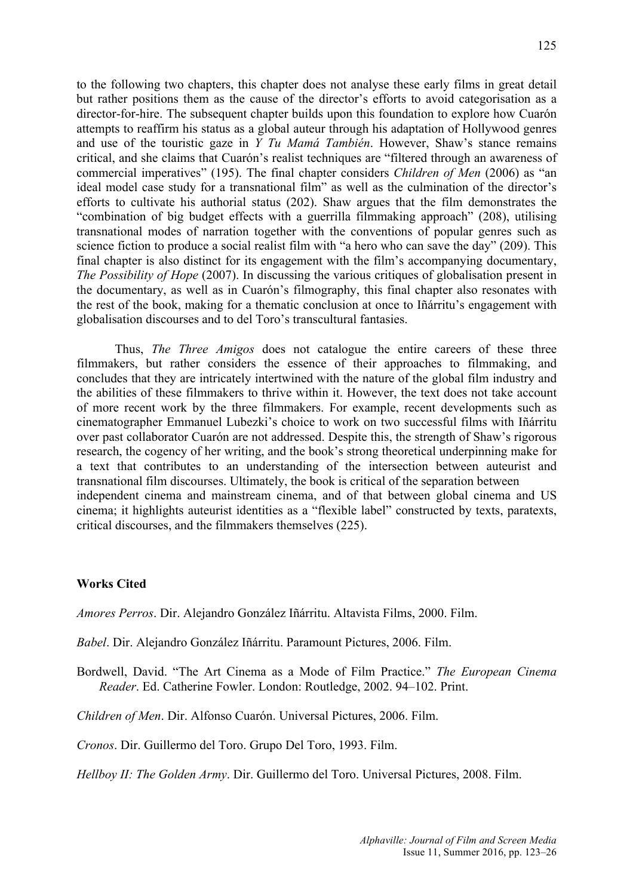to the following two chapters, this chapter does not analyse these early films in great detail but rather positions them as the cause of the director's efforts to avoid categorisation as a director-for-hire. The subsequent chapter builds upon this foundation to explore how Cuarón attempts to reaffirm his status as a global auteur through his adaptation of Hollywood genres and use of the touristic gaze in *Y Tu Mamá También*. However, Shaw's stance remains critical, and she claims that Cuarón's realist techniques are "filtered through an awareness of commercial imperatives" (195). The final chapter considers *Children of Men* (2006) as "an ideal model case study for a transnational film" as well as the culmination of the director's efforts to cultivate his authorial status (202). Shaw argues that the film demonstrates the "combination of big budget effects with a guerrilla filmmaking approach" (208), utilising transnational modes of narration together with the conventions of popular genres such as science fiction to produce a social realist film with "a hero who can save the day" (209). This final chapter is also distinct for its engagement with the film's accompanying documentary, *The Possibility of Hope* (2007). In discussing the various critiques of globalisation present in the documentary, as well as in Cuarón's filmography, this final chapter also resonates with the rest of the book, making for a thematic conclusion at once to Iñárritu's engagement with globalisation discourses and to del Toro's transcultural fantasies.

Thus, *The Three Amigos* does not catalogue the entire careers of these three filmmakers, but rather considers the essence of their approaches to filmmaking, and concludes that they are intricately intertwined with the nature of the global film industry and the abilities of these filmmakers to thrive within it. However, the text does not take account of more recent work by the three filmmakers. For example, recent developments such as cinematographer Emmanuel Lubezki's choice to work on two successful films with Iñárritu over past collaborator Cuarón are not addressed. Despite this, the strength of Shaw's rigorous research, the cogency of her writing, and the book's strong theoretical underpinning make for a text that contributes to an understanding of the intersection between auteurist and transnational film discourses. Ultimately, the book is critical of the separation between independent cinema and mainstream cinema, and of that between global cinema and US cinema; it highlights auteurist identities as a "flexible label" constructed by texts, paratexts, critical discourses, and the filmmakers themselves (225).

**Works Cited**

*Amores Perros*. Dir. Alejandro González Iñárritu. Altavista Films, 2000. Film.

*Babel*. Dir. Alejandro González Iñárritu. Paramount Pictures, 2006. Film.

Bordwell, David. "The Art Cinema as a Mode of Film Practice." *The European Cinema Reader*. Ed. Catherine Fowler. London: Routledge, 2002. 94–102. Print.

*Children of Men*. Dir. Alfonso Cuarón. Universal Pictures, 2006. Film.

*Cronos*. Dir. Guillermo del Toro. Grupo Del Toro, 1993. Film.

*Hellboy II: The Golden Army*. Dir. Guillermo del Toro. Universal Pictures, 2008. Film.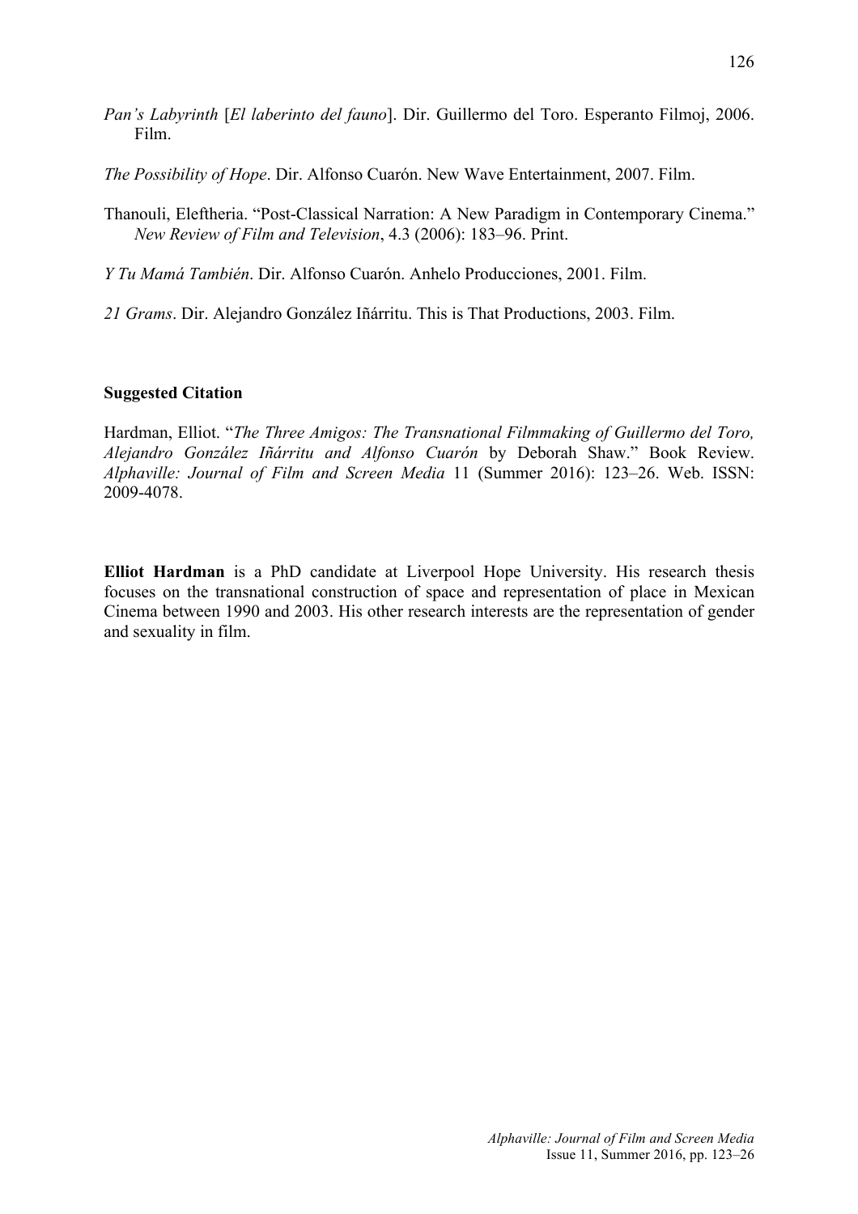*Pan's Labyrinth* [*El laberinto del fauno*]. Dir. Guillermo del Toro. Esperanto Filmoj, 2006. Film.

*The Possibility of Hope*. Dir. Alfonso Cuarón. New Wave Entertainment, 2007. Film.

Thanouli, Eleftheria. "Post-Classical Narration: A New Paradigm in Contemporary Cinema." *New Review of Film and Television*, 4.3 (2006): 183–96. Print.

*Y Tu Mamá También*. Dir. Alfonso Cuarón. Anhelo Producciones, 2001. Film.

*21 Grams*. Dir. Alejandro González Iñárritu. This is That Productions, 2003. Film.

**Suggested Citation**

Hardman, Elliot. "*The Three Amigos: The Transnational Filmmaking of Guillermo del Toro, Alejandro González Iñárritu and Alfonso Cuarón* by Deborah Shaw." Book Review. *Alphaville: Journal of Film and Screen Media* 11 (Summer 2016): 123–26. Web. ISSN: 2009-4078.

**Elliot Hardman** is a PhD candidate at Liverpool Hope University. His research thesis focuses on the transnational construction of space and representation of place in Mexican Cinema between 1990 and 2003. His other research interests are the representation of gender and sexuality in film.